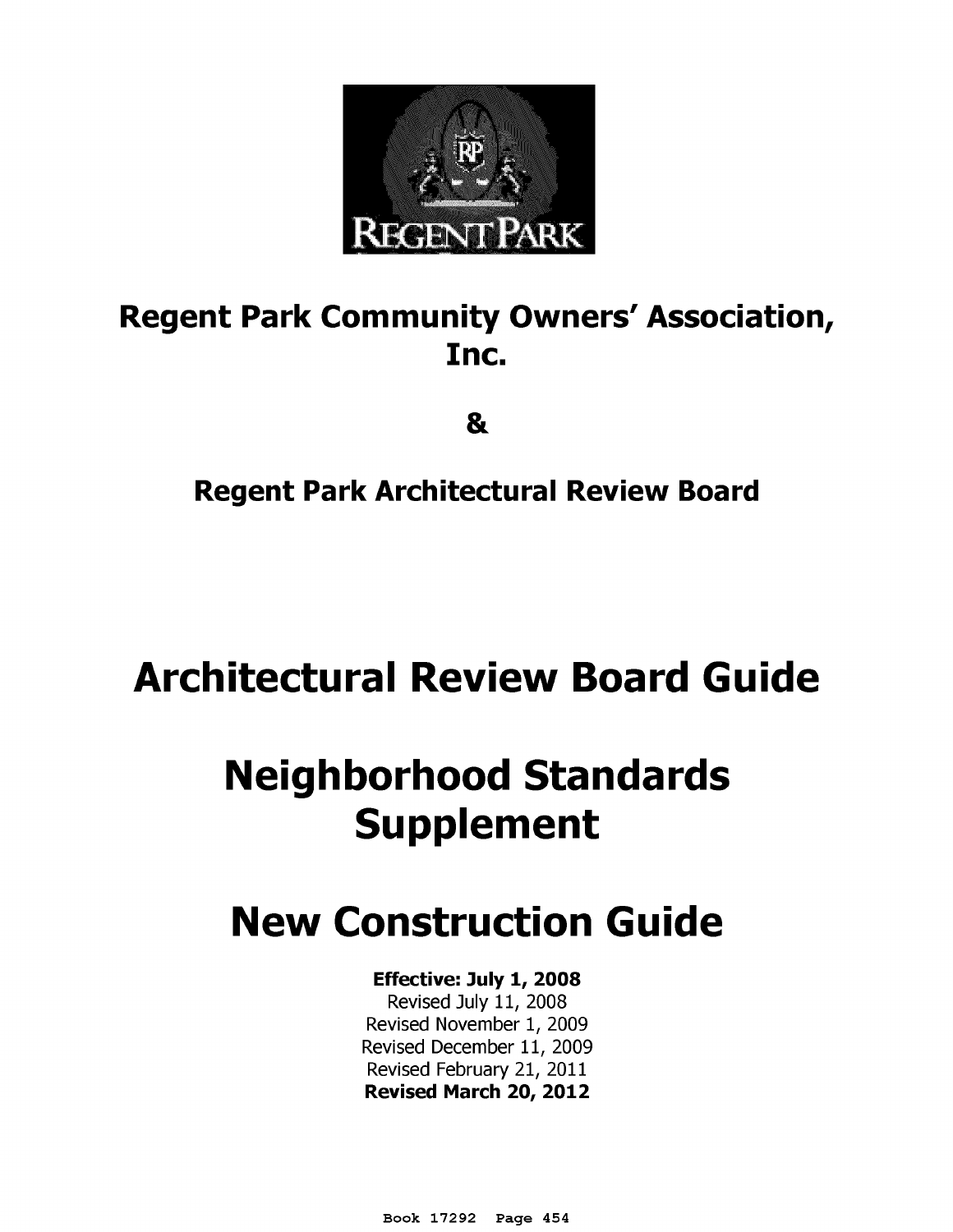# Regent Park Community Owners' Association, Inc.

**&**

# Regent Park Architectural Review Board

# Architectural Review Board Guide

# Neighborhood Standards Supplement

# New Construction Guide

**Effective: July 1, 2008**
Revised July 11, 2008
Revised November 1, 2009
Revised December 11, 2009
Revised February 21, 2011
**Revised March 20, 2012**

Book 17292 Page 454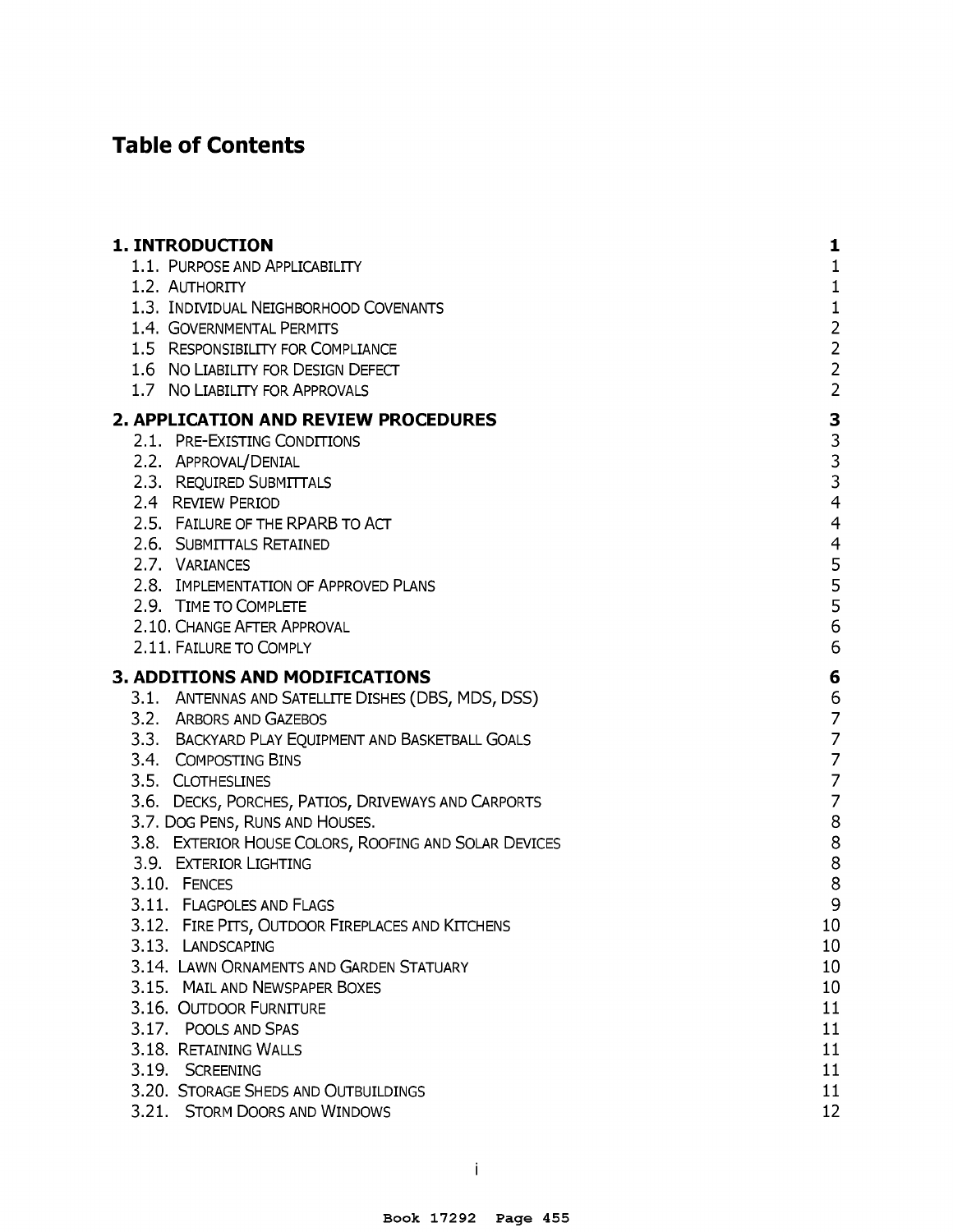# Table of Contents

| | |
|---|---|
| **1. INTRODUCTION** | **1** |
| 1.1. PURPOSE AND APPLICABILITY | 1 |
| 1.2. AUTHORITY | 1 |
| 1.3. INDIVIDUAL NEIGHBORHOOD COVENANTS | 1 |
| 1.4. GOVERNMENTAL PERMITS | 2 |
| 1.5 RESPONSIBILITY FOR COMPLIANCE | 2 |
| 1.6 NO LIABILITY FOR DESIGN DEFECT | 2 |
| 1.7 NO LIABILITY FOR APPROVALS | 2 |
| **2. APPLICATION AND REVIEW PROCEDURES** | **3** |
| 2.1. PRE-EXISTING CONDITIONS | 3 |
| 2.2. APPROVAL/DENIAL | 3 |
| 2.3. REQUIRED SUBMITTALS | 3 |
| 2.4 REVIEW PERIOD | 4 |
| 2.5. FAILURE OF THE RPARB TO ACT | 4 |
| 2.6. SUBMITTALS RETAINED | 4 |
| 2.7. VARIANCES | 5 |
| 2.8. IMPLEMENTATION OF APPROVED PLANS | 5 |
| 2.9. TIME TO COMPLETE | 5 |
| 2.10. CHANGE AFTER APPROVAL | 6 |
| 2.11. FAILURE TO COMPLY | 6 |
| **3. ADDITIONS AND MODIFICATIONS** | **6** |
| 3.1. ANTENNAS AND SATELLITE DISHES (DBS, MDS, DSS) | 6 |
| 3.2. ARBORS AND GAZEBOS | 7 |
| 3.3. BACKYARD PLAY EQUIPMENT AND BASKETBALL GOALS | 7 |
| 3.4. COMPOSTING BINS | 7 |
| 3.5. CLOTHESLINES | 7 |
| 3.6. DECKS, PORCHES, PATIOS, DRIVEWAYS AND CARPORTS | 7 |
| 3.7. DOG PENS, RUNS AND HOUSES. | 8 |
| 3.8. EXTERIOR HOUSE COLORS, ROOFING AND SOLAR DEVICES | 8 |
| 3.9. EXTERIOR LIGHTING | 8 |
| 3.10. FENCES | 8 |
| 3.11. FLAGPOLES AND FLAGS | 9 |
| 3.12. FIRE PITS, OUTDOOR FIREPLACES AND KITCHENS | 10 |
| 3.13. LANDSCAPING | 10 |
| 3.14. LAWN ORNAMENTS AND GARDEN STATUARY | 10 |
| 3.15. MAIL AND NEWSPAPER BOXES | 10 |
| 3.16. OUTDOOR FURNITURE | 11 |
| 3.17. POOLS AND SPAS | 11 |
| 3.18. RETAINING WALLS | 11 |
| 3.19. SCREENING | 11 |
| 3.20. STORAGE SHEDS AND OUTBUILDINGS | 11 |
| 3.21. STORM DOORS AND WINDOWS | 12 |

Book 17292 Page 455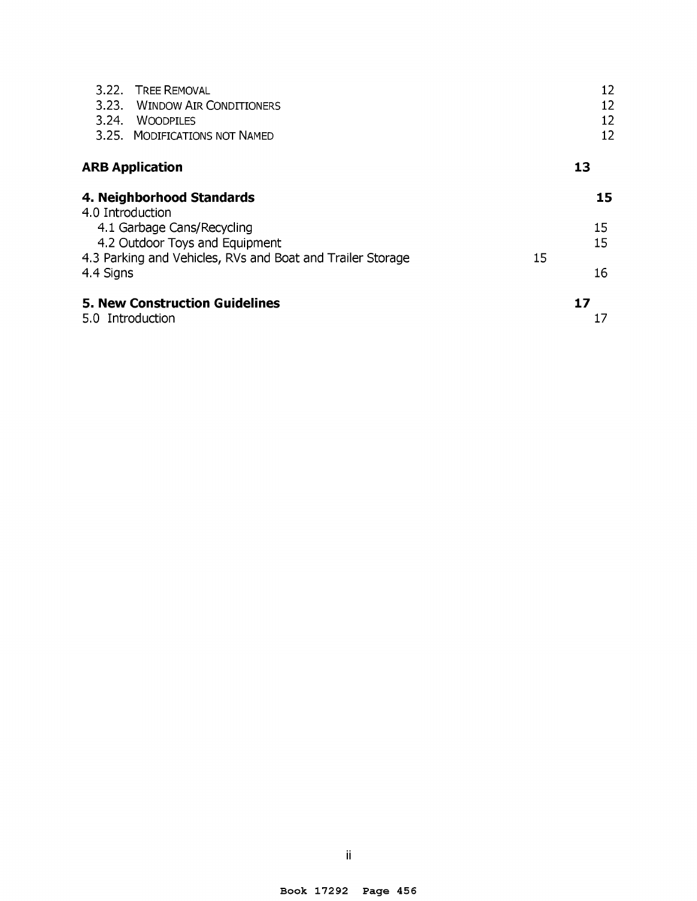3.22. TREE REMOVAL 12
3.23. WINDOW AIR CONDITIONERS 12
3.24. WOODPILES 12
3.25. MODIFICATIONS NOT NAMED 12

**ARB Application** **13**

**4. Neighborhood Standards** **15**

4.0 Introduction
4.1 Garbage Cans/Recycling 15
4.2 Outdoor Toys and Equipment 15
4.3 Parking and Vehicles, RVs and Boat and Trailer Storage 15
4.4 Signs 16

**5. New Construction Guidelines** **17**

5.0 Introduction 17

Book 17292 Page 456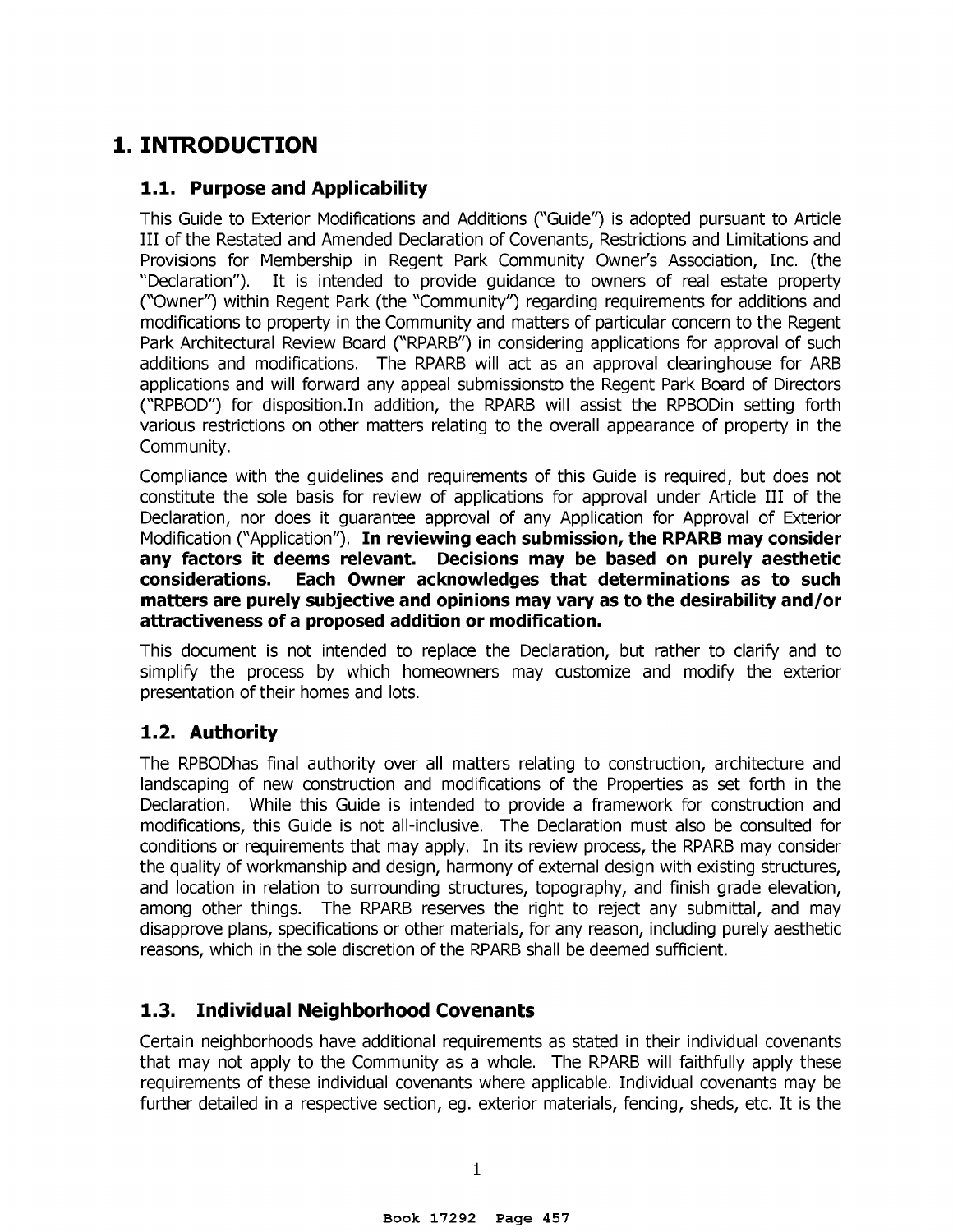# 1. INTRODUCTION

## 1.1. Purpose and Applicability

This Guide to Exterior Modifications and Additions ("Guide") is adopted pursuant to Article III of the Restated and Amended Declaration of Covenants, Restrictions and Limitations and Provisions for Membership in Regent Park Community Owner's Association, Inc. (the "Declaration"). It is intended to provide guidance to owners of real estate property ("Owner") within Regent Park (the "Community") regarding requirements for additions and modifications to property in the Community and matters of particular concern to the Regent Park Architectural Review Board ("RPARB") in considering applications for approval of such additions and modifications. The RPARB will act as an approval clearinghouse for ARB applications and will forward any appeal submissionsto the Regent Park Board of Directors ("RPBOD") for disposition.In addition, the RPARB will assist the RPBODin setting forth various restrictions on other matters relating to the overall appearance of property in the Community.

Compliance with the guidelines and requirements of this Guide is required, but does not constitute the sole basis for review of applications for approval under Article III of the Declaration, nor does it guarantee approval of any Application for Approval of Exterior Modification ("Application"). **In reviewing each submission, the RPARB may consider any factors it deems relevant. Decisions may be based on purely aesthetic considerations. Each Owner acknowledges that determinations as to such matters are purely subjective and opinions may vary as to the desirability and/or attractiveness of a proposed addition or modification.**

This document is not intended to replace the Declaration, but rather to clarify and to simplify the process by which homeowners may customize and modify the exterior presentation of their homes and lots.

## 1.2. Authority

The RPBODhas final authority over all matters relating to construction, architecture and landscaping of new construction and modifications of the Properties as set forth in the Declaration. While this Guide is intended to provide a framework for construction and modifications, this Guide is not all-inclusive. The Declaration must also be consulted for conditions or requirements that may apply. In its review process, the RPARB may consider the quality of workmanship and design, harmony of external design with existing structures, and location in relation to surrounding structures, topography, and finish grade elevation, among other things. The RPARB reserves the right to reject any submittal, and may disapprove plans, specifications or other materials, for any reason, including purely aesthetic reasons, which in the sole discretion of the RPARB shall be deemed sufficient.

## 1.3. Individual Neighborhood Covenants

Certain neighborhoods have additional requirements as stated in their individual covenants that may not apply to the Community as a whole. The RPARB will faithfully apply these requirements of these individual covenants where applicable. Individual covenants may be further detailed in a respective section, eg. exterior materials, fencing, sheds, etc. It is the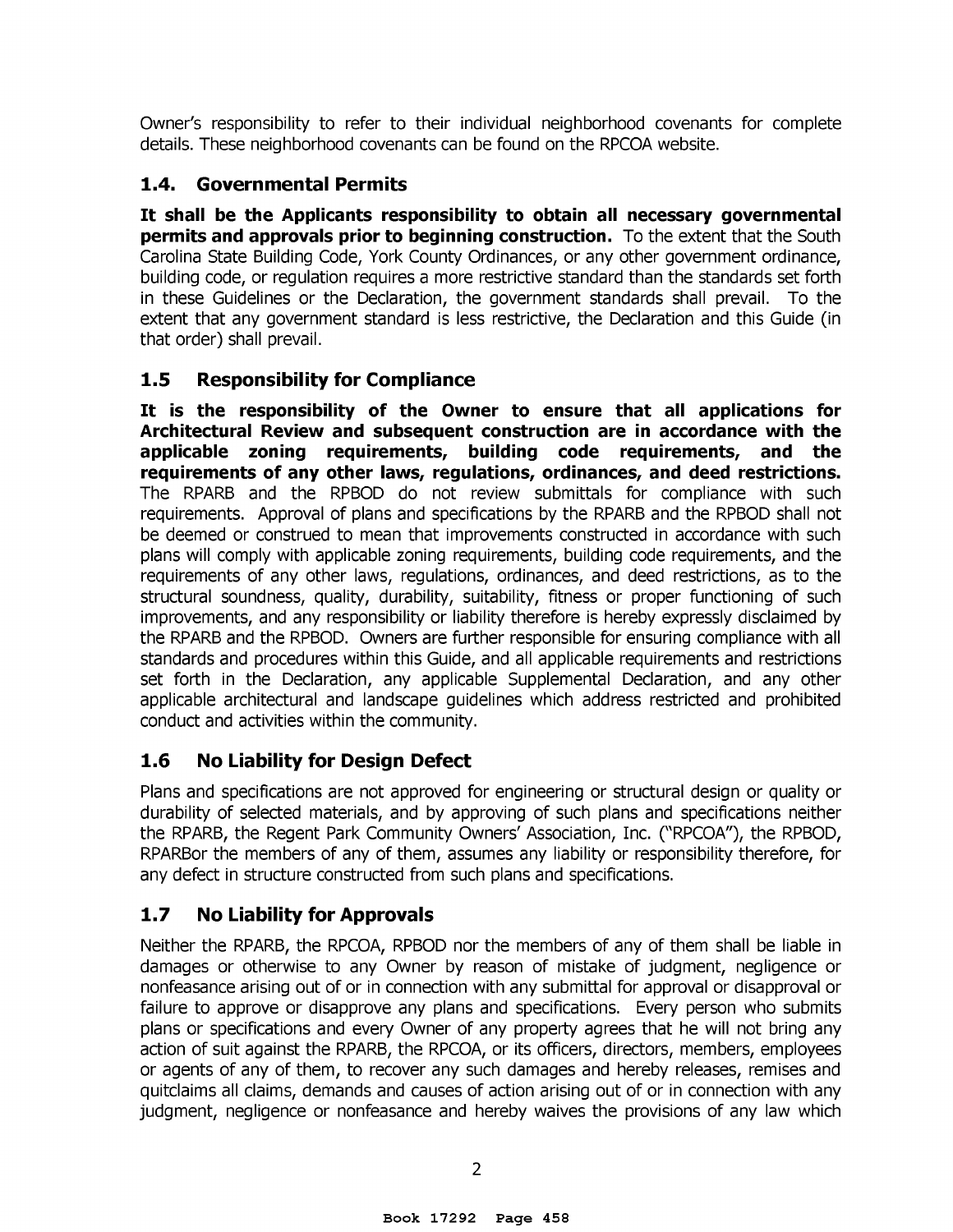Owner's responsibility to refer to their individual neighborhood covenants for complete details. These neighborhood covenants can be found on the RPCOA website.

## 1.4. Governmental Permits

**It shall be the Applicants responsibility to obtain all necessary governmental permits and approvals prior to beginning construction.** To the extent that the South Carolina State Building Code, York County Ordinances, or any other government ordinance, building code, or regulation requires a more restrictive standard than the standards set forth in these Guidelines or the Declaration, the government standards shall prevail. To the extent that any government standard is less restrictive, the Declaration and this Guide (in that order) shall prevail.

## 1.5 Responsibility for Compliance

**It is the responsibility of the Owner to ensure that all applications for Architectural Review and subsequent construction are in accordance with the applicable zoning requirements, building code requirements, and the requirements of any other laws, regulations, ordinances, and deed restrictions.** The RPARB and the RPBOD do not review submittals for compliance with such requirements. Approval of plans and specifications by the RPARB and the RPBOD shall not be deemed or construed to mean that improvements constructed in accordance with such plans will comply with applicable zoning requirements, building code requirements, and the requirements of any other laws, regulations, ordinances, and deed restrictions, as to the structural soundness, quality, durability, suitability, fitness or proper functioning of such improvements, and any responsibility or liability therefore is hereby expressly disclaimed by the RPARB and the RPBOD. Owners are further responsible for ensuring compliance with all standards and procedures within this Guide, and all applicable requirements and restrictions set forth in the Declaration, any applicable Supplemental Declaration, and any other applicable architectural and landscape guidelines which address restricted and prohibited conduct and activities within the community.

## 1.6 No Liability for Design Defect

Plans and specifications are not approved for engineering or structural design or quality or durability of selected materials, and by approving of such plans and specifications neither the RPARB, the Regent Park Community Owners' Association, Inc. ("RPCOA"), the RPBOD, RPARBor the members of any of them, assumes any liability or responsibility therefore, for any defect in structure constructed from such plans and specifications.

## 1.7 No Liability for Approvals

Neither the RPARB, the RPCOA, RPBOD nor the members of any of them shall be liable in damages or otherwise to any Owner by reason of mistake of judgment, negligence or nonfeasance arising out of or in connection with any submittal for approval or disapproval or failure to approve or disapprove any plans and specifications. Every person who submits plans or specifications and every Owner of any property agrees that he will not bring any action of suit against the RPARB, the RPCOA, or its officers, directors, members, employees or agents of any of them, to recover any such damages and hereby releases, remises and quitclaims all claims, demands and causes of action arising out of or in connection with any judgment, negligence or nonfeasance and hereby waives the provisions of any law which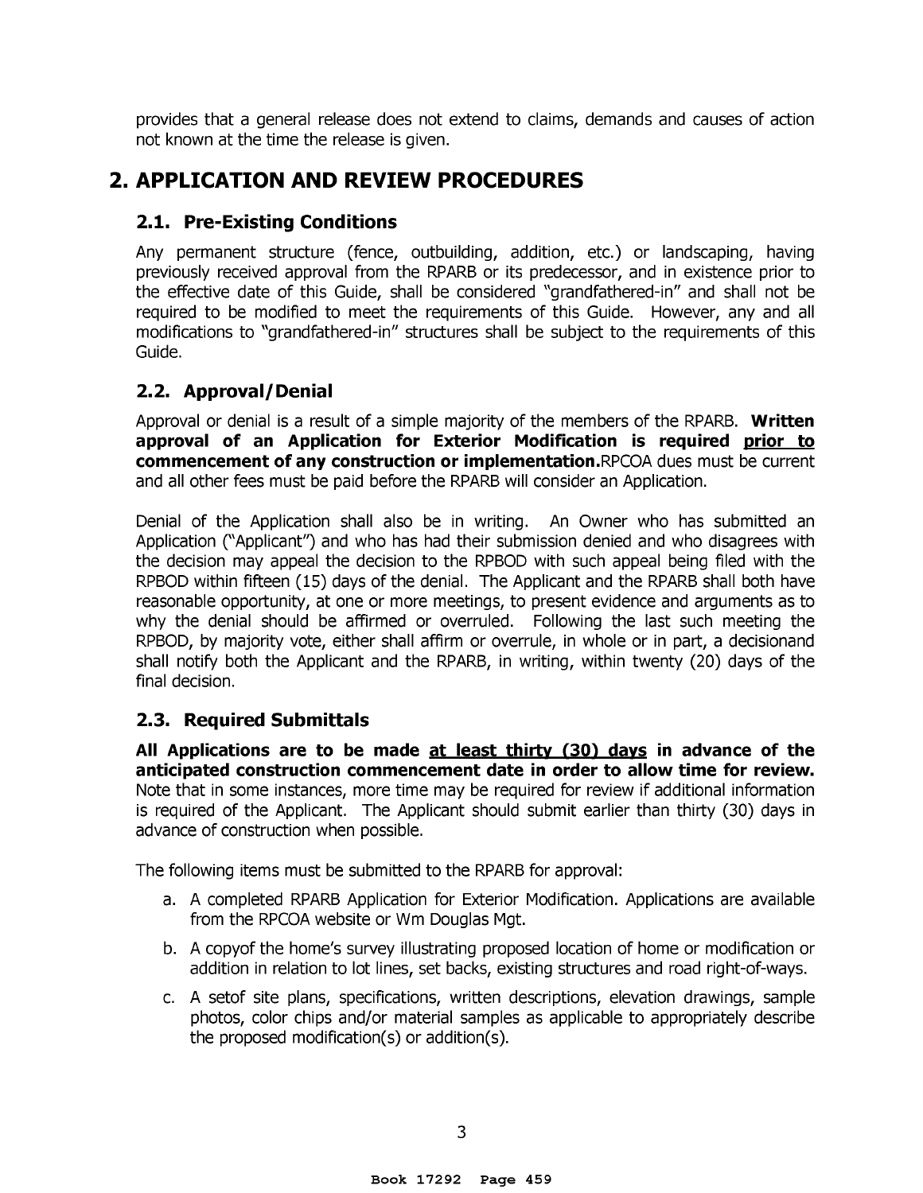provides that a general release does not extend to claims, demands and causes of action not known at the time the release is given.

# 2. APPLICATION AND REVIEW PROCEDURES

## 2.1. Pre-Existing Conditions

Any permanent structure (fence, outbuilding, addition, etc.) or landscaping, having previously received approval from the RPARB or its predecessor, and in existence prior to the effective date of this Guide, shall be considered "grandfathered-in" and shall not be required to be modified to meet the requirements of this Guide. However, any and all modifications to "grandfathered-in" structures shall be subject to the requirements of this Guide.

## 2.2. Approval/Denial

Approval or denial is a result of a simple majority of the members of the RPARB. **Written approval of an Application for Exterior Modification is required <u>prior to</u> commencement of any construction or implementation.**RPCOA dues must be current and all other fees must be paid before the RPARB will consider an Application.

Denial of the Application shall also be in writing. An Owner who has submitted an Application ("Applicant") and who has had their submission denied and who disagrees with the decision may appeal the decision to the RPBOD with such appeal being filed with the RPBOD within fifteen (15) days of the denial. The Applicant and the RPARB shall both have reasonable opportunity, at one or more meetings, to present evidence and arguments as to why the denial should be affirmed or overruled. Following the last such meeting the RPBOD, by majority vote, either shall affirm or overrule, in whole or in part, a decisionand shall notify both the Applicant and the RPARB, in writing, within twenty (20) days of the final decision.

## 2.3. Required Submittals

**All Applications are to be made <u>at least thirty (30) days</u> in advance of the anticipated construction commencement date in order to allow time for review.** Note that in some instances, more time may be required for review if additional information is required of the Applicant. The Applicant should submit earlier than thirty (30) days in advance of construction when possible.

The following items must be submitted to the RPARB for approval:

a. A completed RPARB Application for Exterior Modification. Applications are available from the RPCOA website or Wm Douglas Mgt.

b. A copyof the home's survey illustrating proposed location of home or modification or addition in relation to lot lines, set backs, existing structures and road right-of-ways.

c. A setof site plans, specifications, written descriptions, elevation drawings, sample photos, color chips and/or material samples as applicable to appropriately describe the proposed modification(s) or addition(s).

Book 17292 Page 459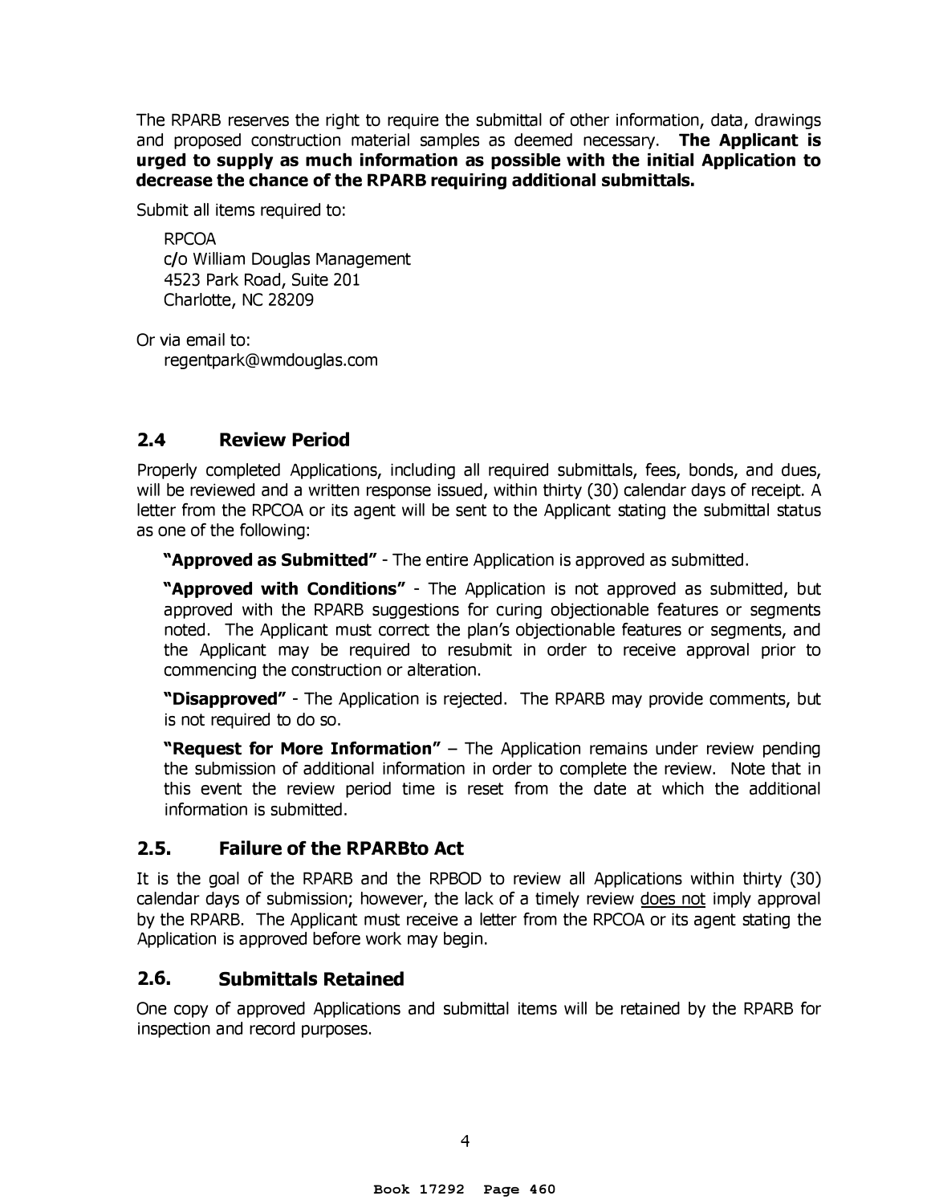The RPARB reserves the right to require the submittal of other information, data, drawings and proposed construction material samples as deemed necessary. **The Applicant is urged to supply as much information as possible with the initial Application to decrease the chance of the RPARB requiring additional submittals.**

Submit all items required to:

RPCOA
c/o William Douglas Management
4523 Park Road, Suite 201
Charlotte, NC 28209

Or via email to:
regentpark@wmdouglas.com

## 2.4 Review Period

Properly completed Applications, including all required submittals, fees, bonds, and dues, will be reviewed and a written response issued, within thirty (30) calendar days of receipt. A letter from the RPCOA or its agent will be sent to the Applicant stating the submittal status as one of the following:

**"Approved as Submitted"** - The entire Application is approved as submitted.

**"Approved with Conditions"** - The Application is not approved as submitted, but approved with the RPARB suggestions for curing objectionable features or segments noted. The Applicant must correct the plan's objectionable features or segments, and the Applicant may be required to resubmit in order to receive approval prior to commencing the construction or alteration.

**"Disapproved"** - The Application is rejected. The RPARB may provide comments, but is not required to do so.

**"Request for More Information"** – The Application remains under review pending the submission of additional information in order to complete the review. Note that in this event the review period time is reset from the date at which the additional information is submitted.

## 2.5. Failure of the RPARBto Act

It is the goal of the RPARB and the RPBOD to review all Applications within thirty (30) calendar days of submission; however, the lack of a timely review does not imply approval by the RPARB. The Applicant must receive a letter from the RPCOA or its agent stating the Application is approved before work may begin.

## 2.6. Submittals Retained

One copy of approved Applications and submittal items will be retained by the RPARB for inspection and record purposes.

Book 17292 Page 460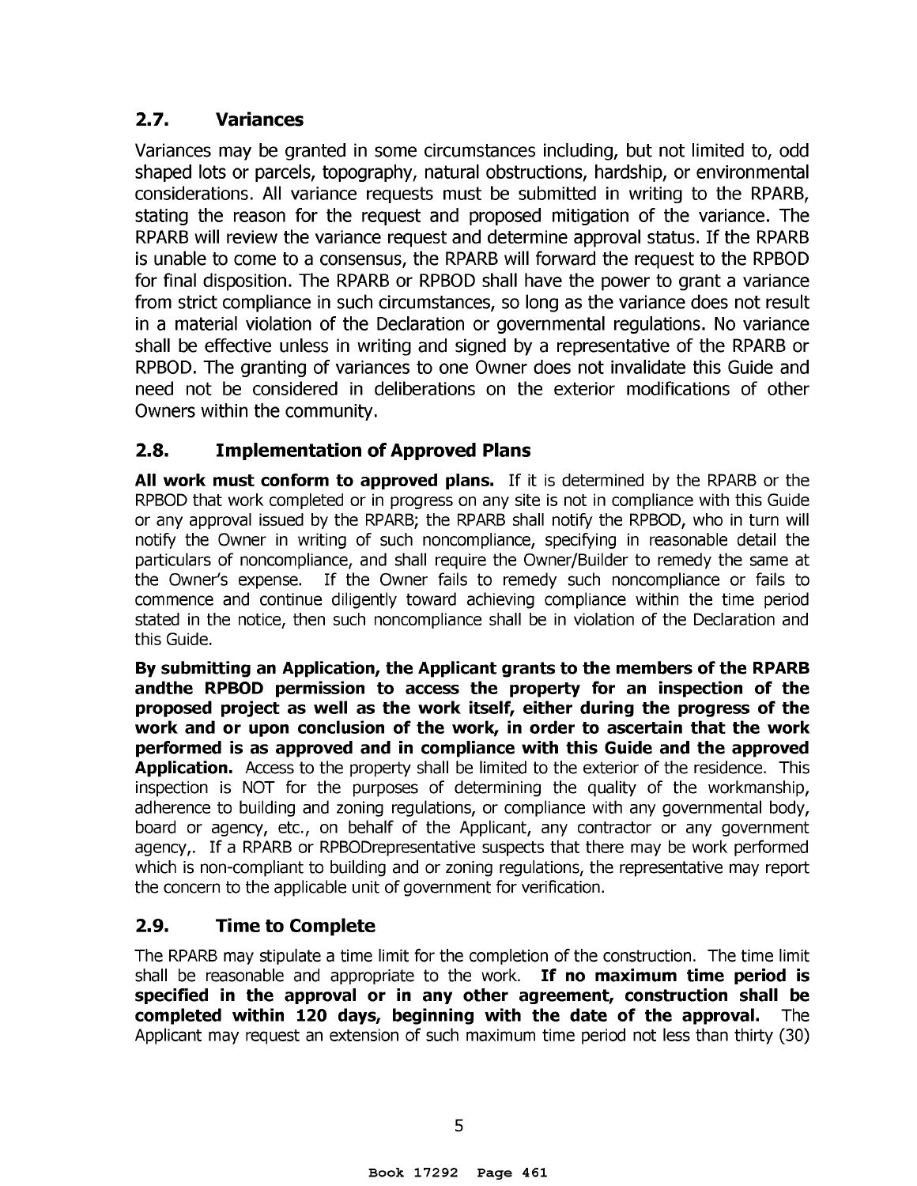## 2.7. Variances

Variances may be granted in some circumstances including, but not limited to, odd shaped lots or parcels, topography, natural obstructions, hardship, or environmental considerations. All variance requests must be submitted in writing to the RPARB, stating the reason for the request and proposed mitigation of the variance. The RPARB will review the variance request and determine approval status. If the RPARB is unable to come to a consensus, the RPARB will forward the request to the RPBOD for final disposition. The RPARB or RPBOD shall have the power to grant a variance from strict compliance in such circumstances, so long as the variance does not result in a material violation of the Declaration or governmental regulations. No variance shall be effective unless in writing and signed by a representative of the RPARB or RPBOD. The granting of variances to one Owner does not invalidate this Guide and need not be considered in deliberations on the exterior modifications of other Owners within the community.

## 2.8. Implementation of Approved Plans

**All work must conform to approved plans.** If it is determined by the RPARB or the RPBOD that work completed or in progress on any site is not in compliance with this Guide or any approval issued by the RPARB; the RPARB shall notify the RPBOD, who in turn will notify the Owner in writing of such noncompliance, specifying in reasonable detail the particulars of noncompliance, and shall require the Owner/Builder to remedy the same at the Owner's expense. If the Owner fails to remedy such noncompliance or fails to commence and continue diligently toward achieving compliance within the time period stated in the notice, then such noncompliance shall be in violation of the Declaration and this Guide.

**By submitting an Application, the Applicant grants to the members of the RPARB andthe RPBOD permission to access the property for an inspection of the proposed project as well as the work itself, either during the progress of the work and or upon conclusion of the work, in order to ascertain that the work performed is as approved and in compliance with this Guide and the approved Application.** Access to the property shall be limited to the exterior of the residence. This inspection is NOT for the purposes of determining the quality of the workmanship, adherence to building and zoning regulations, or compliance with any governmental body, board or agency, etc., on behalf of the Applicant, any contractor or any government agency,. If a RPARB or RPBODrepresentative suspects that there may be work performed which is non-compliant to building and or zoning regulations, the representative may report the concern to the applicable unit of government for verification.

## 2.9. Time to Complete

The RPARB may stipulate a time limit for the completion of the construction. The time limit shall be reasonable and appropriate to the work. **If no maximum time period is specified in the approval or in any other agreement, construction shall be completed within 120 days, beginning with the date of the approval.** The Applicant may request an extension of such maximum time period not less than thirty (30)

Book 17292 Page 461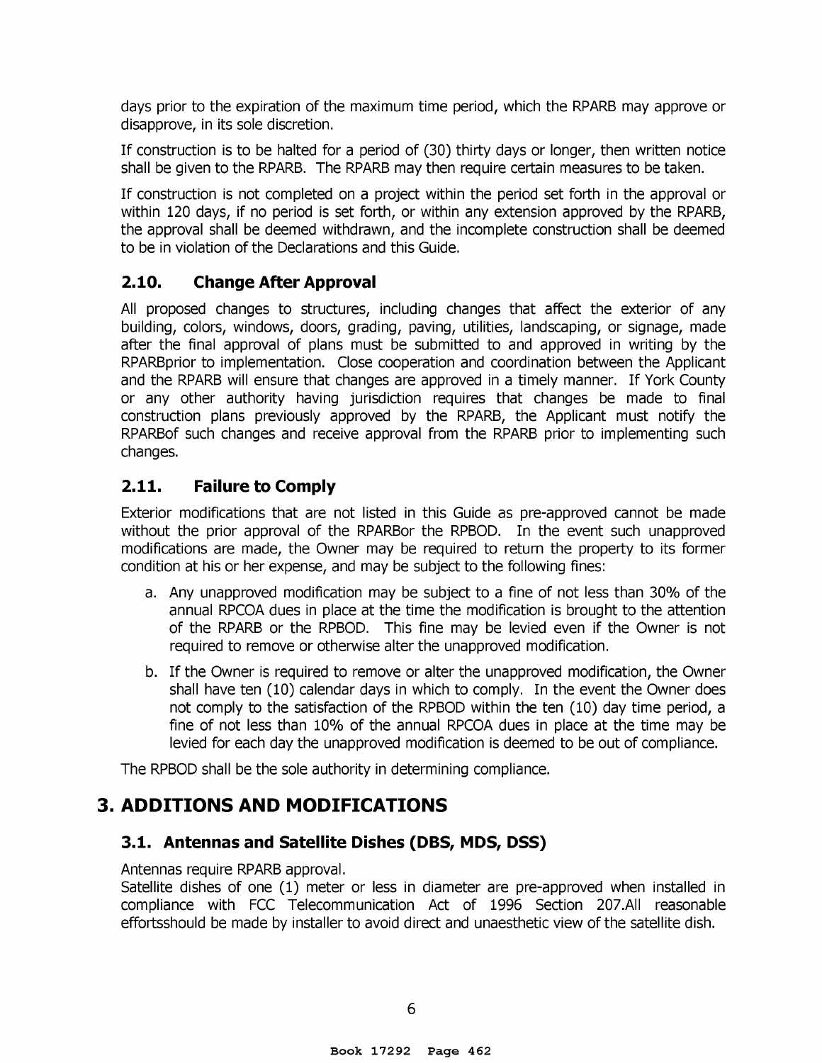days prior to the expiration of the maximum time period, which the RPARB may approve or disapprove, in its sole discretion.

If construction is to be halted for a period of (30) thirty days or longer, then written notice shall be given to the RPARB. The RPARB may then require certain measures to be taken.

If construction is not completed on a project within the period set forth in the approval or within 120 days, if no period is set forth, or within any extension approved by the RPARB, the approval shall be deemed withdrawn, and the incomplete construction shall be deemed to be in violation of the Declarations and this Guide.

### 2.10. Change After Approval

All proposed changes to structures, including changes that affect the exterior of any building, colors, windows, doors, grading, paving, utilities, landscaping, or signage, made after the final approval of plans must be submitted to and approved in writing by the RPARBprior to implementation. Close cooperation and coordination between the Applicant and the RPARB will ensure that changes are approved in a timely manner. If York County or any other authority having jurisdiction requires that changes be made to final construction plans previously approved by the RPARB, the Applicant must notify the RPARBof such changes and receive approval from the RPARB prior to implementing such changes.

### 2.11. Failure to Comply

Exterior modifications that are not listed in this Guide as pre-approved cannot be made without the prior approval of the RPARBor the RPBOD. In the event such unapproved modifications are made, the Owner may be required to return the property to its former condition at his or her expense, and may be subject to the following fines:

a. Any unapproved modification may be subject to a fine of not less than 30% of the annual RPCOA dues in place at the time the modification is brought to the attention of the RPARB or the RPBOD. This fine may be levied even if the Owner is not required to remove or otherwise alter the unapproved modification.
b. If the Owner is required to remove or alter the unapproved modification, the Owner shall have ten (10) calendar days in which to comply. In the event the Owner does not comply to the satisfaction of the RPBOD within the ten (10) day time period, a fine of not less than 10% of the annual RPCOA dues in place at the time may be levied for each day the unapproved modification is deemed to be out of compliance.

The RPBOD shall be the sole authority in determining compliance.

## 3. ADDITIONS AND MODIFICATIONS

### 3.1. Antennas and Satellite Dishes (DBS, MDS, DSS)

Antennas require RPARB approval.
Satellite dishes of one (1) meter or less in diameter are pre-approved when installed in compliance with FCC Telecommunication Act of 1996 Section 207.All reasonable effortsshould be made by installer to avoid direct and unaesthetic view of the satellite dish.

Book 17292 Page 462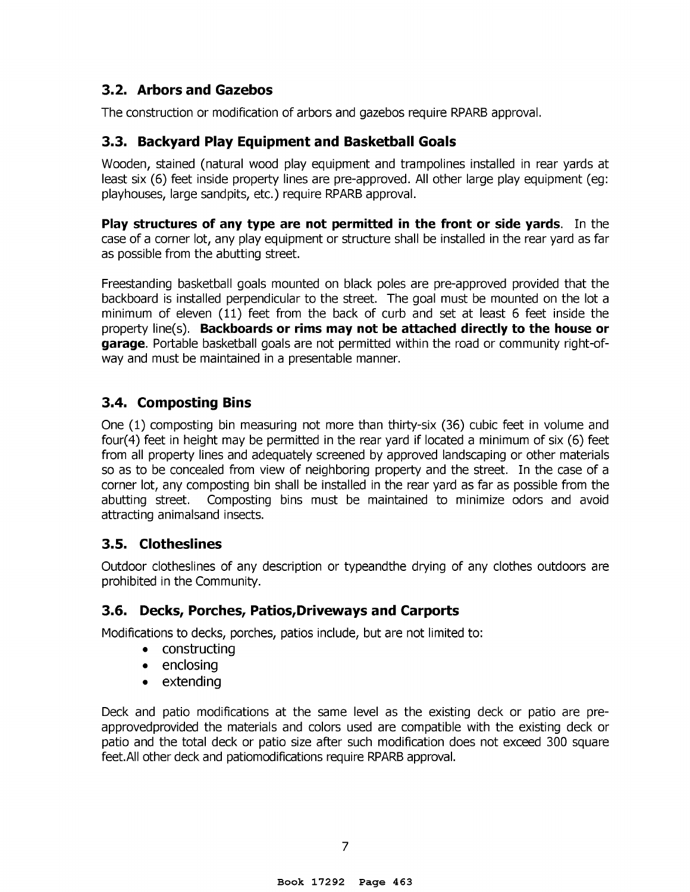## 3.2. Arbors and Gazebos

The construction or modification of arbors and gazebos require RPARB approval.

## 3.3. Backyard Play Equipment and Basketball Goals

Wooden, stained (natural wood play equipment and trampolines installed in rear yards at least six (6) feet inside property lines are pre-approved. All other large play equipment (eg: playhouses, large sandpits, etc.) require RPARB approval.

**Play structures of any type are not permitted in the front or side yards**. In the case of a corner lot, any play equipment or structure shall be installed in the rear yard as far as possible from the abutting street.

Freestanding basketball goals mounted on black poles are pre-approved provided that the backboard is installed perpendicular to the street. The goal must be mounted on the lot a minimum of eleven (11) feet from the back of curb and set at least 6 feet inside the property line(s). **Backboards or rims may not be attached directly to the house or garage**. Portable basketball goals are not permitted within the road or community right-of-way and must be maintained in a presentable manner.

## 3.4. Composting Bins

One (1) composting bin measuring not more than thirty-six (36) cubic feet in volume and four(4) feet in height may be permitted in the rear yard if located a minimum of six (6) feet from all property lines and adequately screened by approved landscaping or other materials so as to be concealed from view of neighboring property and the street. In the case of a corner lot, any composting bin shall be installed in the rear yard as far as possible from the abutting street. Composting bins must be maintained to minimize odors and avoid attracting animalsand insects.

## 3.5. Clotheslines

Outdoor clotheslines of any description or typeandthe drying of any clothes outdoors are prohibited in the Community.

## 3.6. Decks, Porches, Patios,Driveways and Carports

Modifications to decks, porches, patios include, but are not limited to:

- constructing
- enclosing
- extending

Deck and patio modifications at the same level as the existing deck or patio are pre-approvedprovided the materials and colors used are compatible with the existing deck or patio and the total deck or patio size after such modification does not exceed 300 square feet.All other deck and patiomodifications require RPARB approval.

Book 17292 Page 463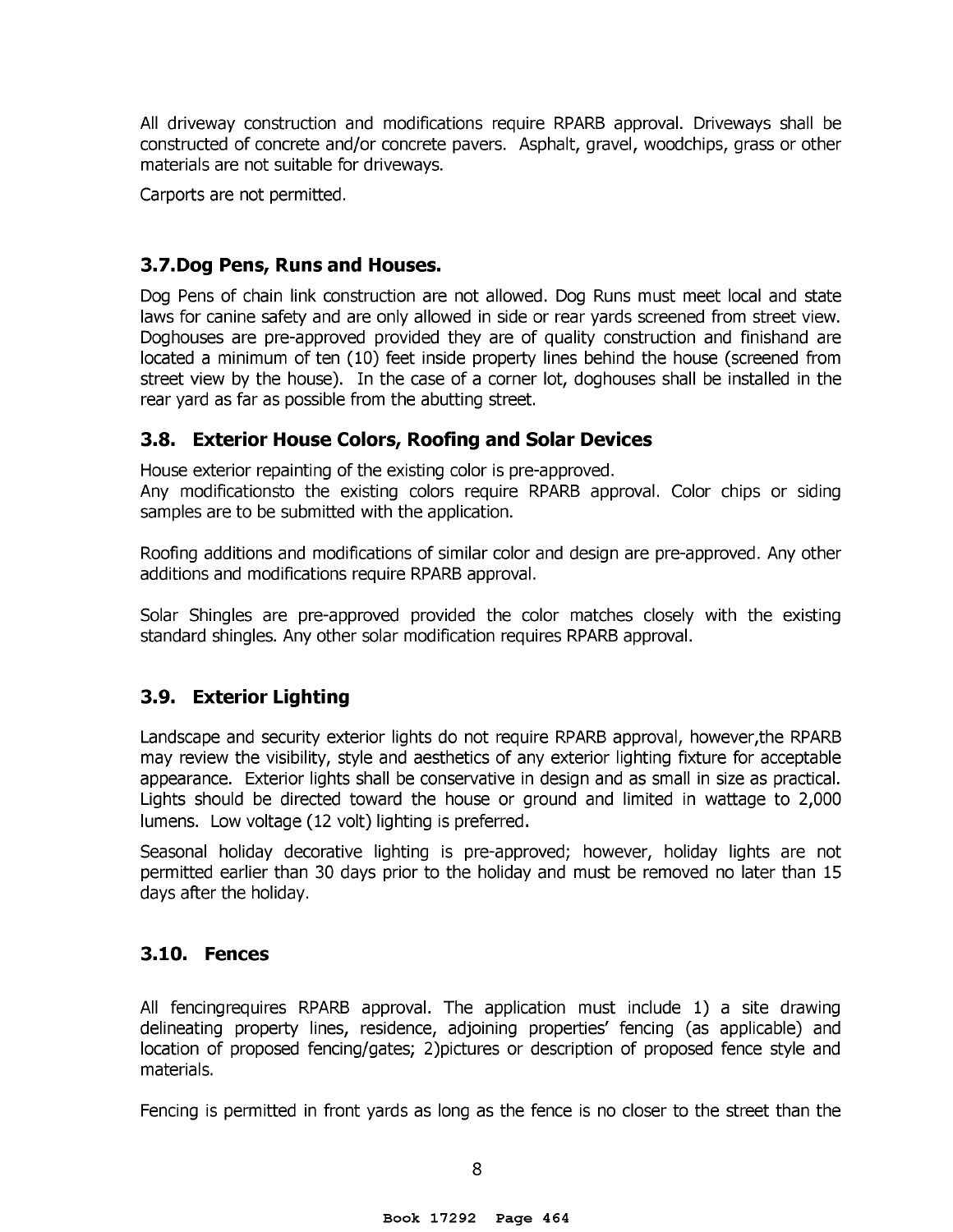All driveway construction and modifications require RPARB approval. Driveways shall be constructed of concrete and/or concrete pavers. Asphalt, gravel, woodchips, grass or other materials are not suitable for driveways.

Carports are not permitted.

### 3.7.Dog Pens, Runs and Houses.

Dog Pens of chain link construction are not allowed. Dog Runs must meet local and state laws for canine safety and are only allowed in side or rear yards screened from street view. Doghouses are pre-approved provided they are of quality construction and finishand are located a minimum of ten (10) feet inside property lines behind the house (screened from street view by the house). In the case of a corner lot, doghouses shall be installed in the rear yard as far as possible from the abutting street.

### 3.8. Exterior House Colors, Roofing and Solar Devices

House exterior repainting of the existing color is pre-approved.
Any modificationsto the existing colors require RPARB approval. Color chips or siding samples are to be submitted with the application.

Roofing additions and modifications of similar color and design are pre-approved. Any other additions and modifications require RPARB approval.

Solar Shingles are pre-approved provided the color matches closely with the existing standard shingles. Any other solar modification requires RPARB approval.

### 3.9. Exterior Lighting

Landscape and security exterior lights do not require RPARB approval, however,the RPARB may review the visibility, style and aesthetics of any exterior lighting fixture for acceptable appearance. Exterior lights shall be conservative in design and as small in size as practical. Lights should be directed toward the house or ground and limited in wattage to 2,000 lumens. Low voltage (12 volt) lighting is preferred.

Seasonal holiday decorative lighting is pre-approved; however, holiday lights are not permitted earlier than 30 days prior to the holiday and must be removed no later than 15 days after the holiday.

### 3.10. Fences

All fencingrequires RPARB approval. The application must include 1) a site drawing delineating property lines, residence, adjoining properties' fencing (as applicable) and location of proposed fencing/gates; 2)pictures or description of proposed fence style and materials.

Fencing is permitted in front yards as long as the fence is no closer to the street than the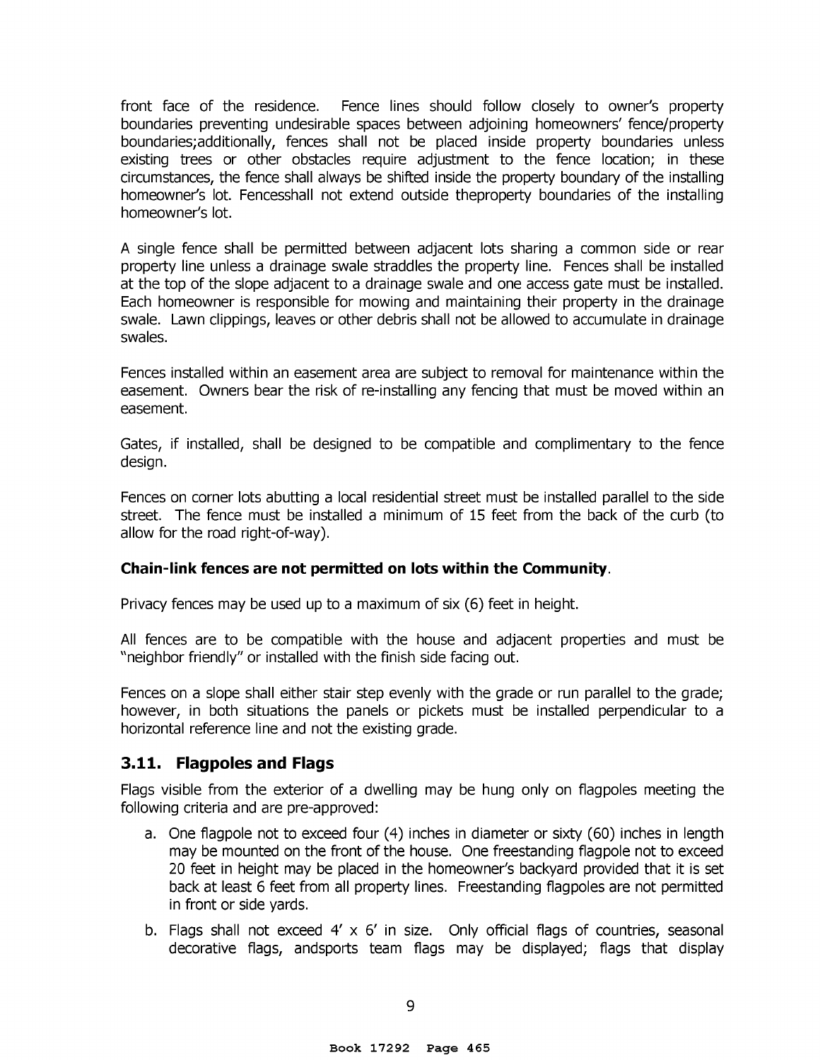front face of the residence. Fence lines should follow closely to owner's property boundaries preventing undesirable spaces between adjoining homeowners' fence/property boundaries;additionally, fences shall not be placed inside property boundaries unless existing trees or other obstacles require adjustment to the fence location; in these circumstances, the fence shall always be shifted inside the property boundary of the installing homeowner's lot. Fencesshall not extend outside theproperty boundaries of the installing homeowner's lot.

A single fence shall be permitted between adjacent lots sharing a common side or rear property line unless a drainage swale straddles the property line. Fences shall be installed at the top of the slope adjacent to a drainage swale and one access gate must be installed. Each homeowner is responsible for mowing and maintaining their property in the drainage swale. Lawn clippings, leaves or other debris shall not be allowed to accumulate in drainage swales.

Fences installed within an easement area are subject to removal for maintenance within the easement. Owners bear the risk of re-installing any fencing that must be moved within an easement.

Gates, if installed, shall be designed to be compatible and complimentary to the fence design.

Fences on corner lots abutting a local residential street must be installed parallel to the side street. The fence must be installed a minimum of 15 feet from the back of the curb (to allow for the road right-of-way).

**Chain-link fences are not permitted on lots within the Community**.

Privacy fences may be used up to a maximum of six (6) feet in height.

All fences are to be compatible with the house and adjacent properties and must be "neighbor friendly" or installed with the finish side facing out.

Fences on a slope shall either stair step evenly with the grade or run parallel to the grade; however, in both situations the panels or pickets must be installed perpendicular to a horizontal reference line and not the existing grade.

## 3.11. Flagpoles and Flags

Flags visible from the exterior of a dwelling may be hung only on flagpoles meeting the following criteria and are pre-approved:

a. One flagpole not to exceed four (4) inches in diameter or sixty (60) inches in length may be mounted on the front of the house. One freestanding flagpole not to exceed 20 feet in height may be placed in the homeowner's backyard provided that it is set back at least 6 feet from all property lines. Freestanding flagpoles are not permitted in front or side yards.

b. Flags shall not exceed 4' x 6' in size. Only official flags of countries, seasonal decorative flags, andsports team flags may be displayed; flags that display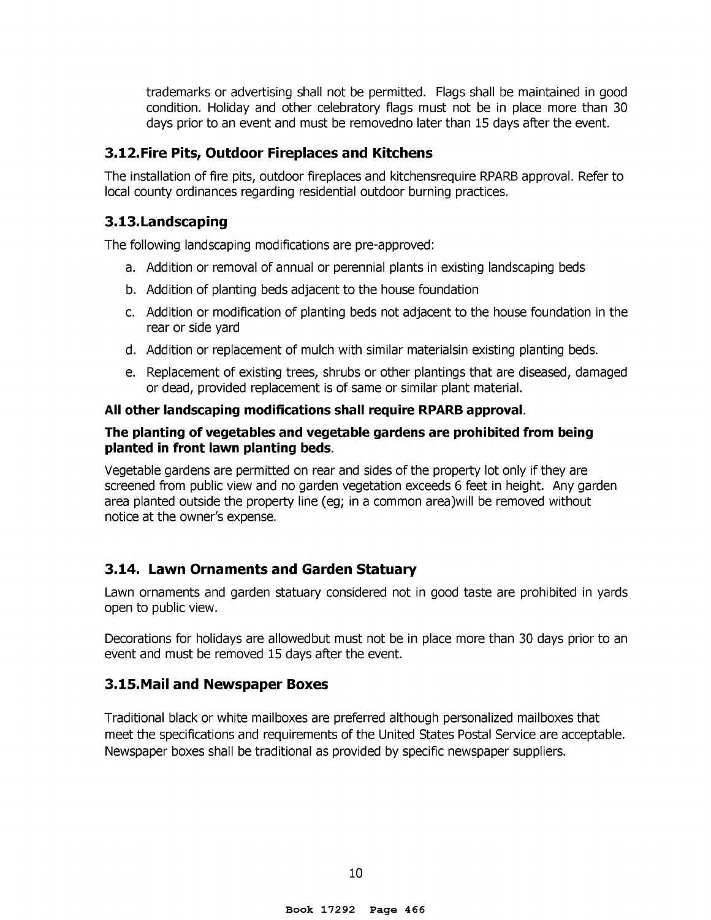trademarks or advertising shall not be permitted. Flags shall be maintained in good condition. Holiday and other celebratory flags must not be in place more than 30 days prior to an event and must be removedno later than 15 days after the event.

### 3.12.Fire Pits, Outdoor Fireplaces and Kitchens

The installation of fire pits, outdoor fireplaces and kitchensrequire RPARB approval. Refer to local county ordinances regarding residential outdoor burning practices.

### 3.13.Landscaping

The following landscaping modifications are pre-approved:

a. Addition or removal of annual or perennial plants in existing landscaping beds
b. Addition of planting beds adjacent to the house foundation
c. Addition or modification of planting beds not adjacent to the house foundation in the rear or side yard
d. Addition or replacement of mulch with similar materialsin existing planting beds.
e. Replacement of existing trees, shrubs or other plantings that are diseased, damaged or dead, provided replacement is of same or similar plant material.

**All other landscaping modifications shall require RPARB approval**.

**The planting of vegetables and vegetable gardens are prohibited from being planted in front lawn planting beds**.

Vegetable gardens are permitted on rear and sides of the property lot only if they are screened from public view and no garden vegetation exceeds 6 feet in height. Any garden area planted outside the property line (eg; in a common area)will be removed without notice at the owner's expense.

### 3.14. Lawn Ornaments and Garden Statuary

Lawn ornaments and garden statuary considered not in good taste are prohibited in yards open to public view.

Decorations for holidays are allowedbut must not be in place more than 30 days prior to an event and must be removed 15 days after the event.

### 3.15.Mail and Newspaper Boxes

Traditional black or white mailboxes are preferred although personalized mailboxes that meet the specifications and requirements of the United States Postal Service are acceptable. Newspaper boxes shall be traditional as provided by specific newspaper suppliers.

Book 17292 Page 466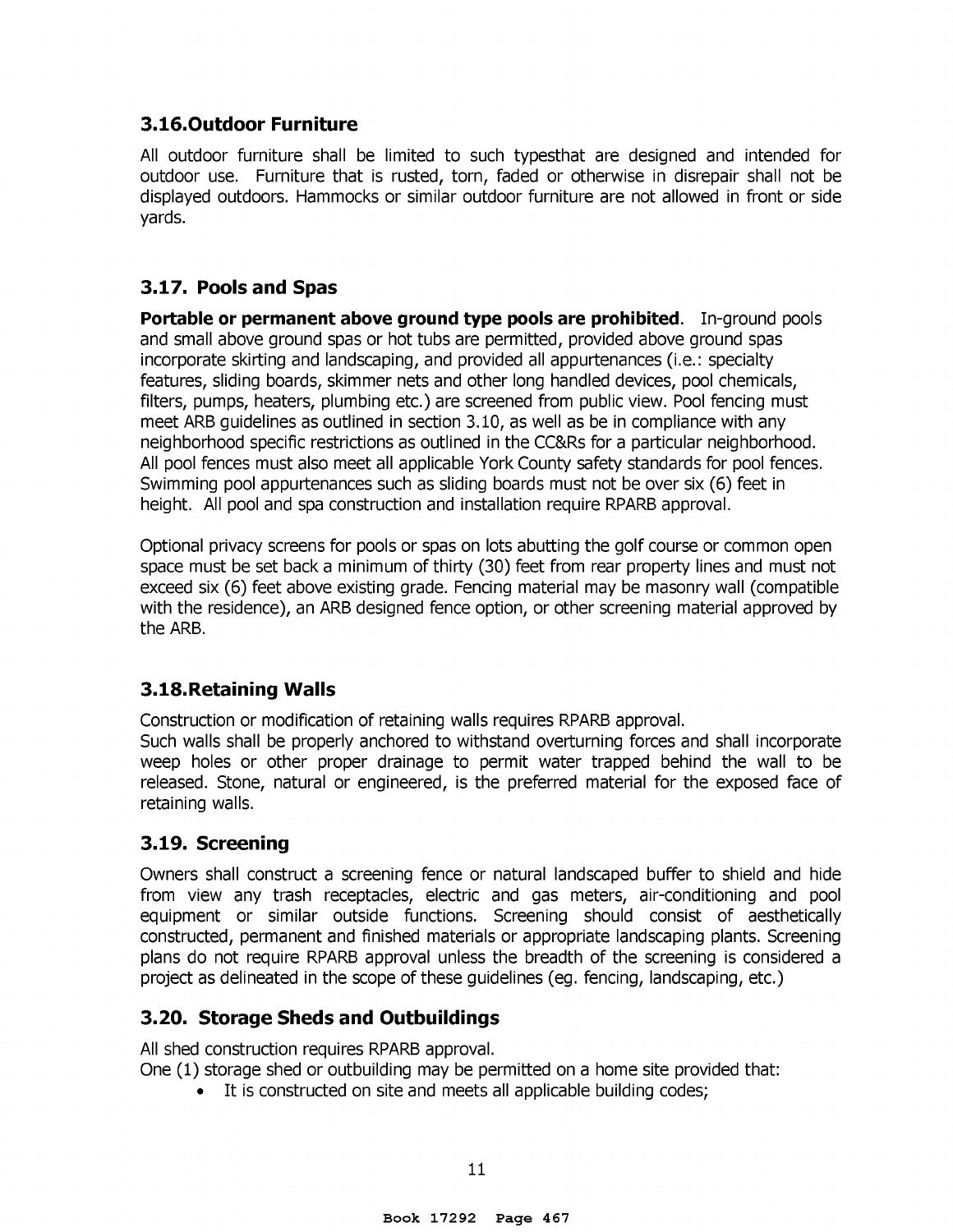### 3.16. Outdoor Furniture

All outdoor furniture shall be limited to such typesthat are designed and intended for outdoor use. Furniture that is rusted, torn, faded or otherwise in disrepair shall not be displayed outdoors. Hammocks or similar outdoor furniture are not allowed in front or side yards.

### 3.17. Pools and Spas

**Portable or permanent above ground type pools are prohibited**. In-ground pools and small above ground spas or hot tubs are permitted, provided above ground spas incorporate skirting and landscaping, and provided all appurtenances (i.e.: specialty features, sliding boards, skimmer nets and other long handled devices, pool chemicals, filters, pumps, heaters, plumbing etc.) are screened from public view. Pool fencing must meet ARB guidelines as outlined in section 3.10, as well as be in compliance with any neighborhood specific restrictions as outlined in the CC&Rs for a particular neighborhood. All pool fences must also meet all applicable York County safety standards for pool fences. Swimming pool appurtenances such as sliding boards must not be over six (6) feet in height. All pool and spa construction and installation require RPARB approval.

Optional privacy screens for pools or spas on lots abutting the golf course or common open space must be set back a minimum of thirty (30) feet from rear property lines and must not exceed six (6) feet above existing grade. Fencing material may be masonry wall (compatible with the residence), an ARB designed fence option, or other screening material approved by the ARB.

### 3.18. Retaining Walls

Construction or modification of retaining walls requires RPARB approval.
Such walls shall be properly anchored to withstand overturning forces and shall incorporate weep holes or other proper drainage to permit water trapped behind the wall to be released. Stone, natural or engineered, is the preferred material for the exposed face of retaining walls.

### 3.19. Screening

Owners shall construct a screening fence or natural landscaped buffer to shield and hide from view any trash receptacles, electric and gas meters, air-conditioning and pool equipment or similar outside functions. Screening should consist of aesthetically constructed, permanent and finished materials or appropriate landscaping plants. Screening plans do not require RPARB approval unless the breadth of the screening is considered a project as delineated in the scope of these guidelines (eg. fencing, landscaping, etc.)

### 3.20. Storage Sheds and Outbuildings

All shed construction requires RPARB approval.
One (1) storage shed or outbuilding may be permitted on a home site provided that:

- It is constructed on site and meets all applicable building codes;

Book 17292 Page 467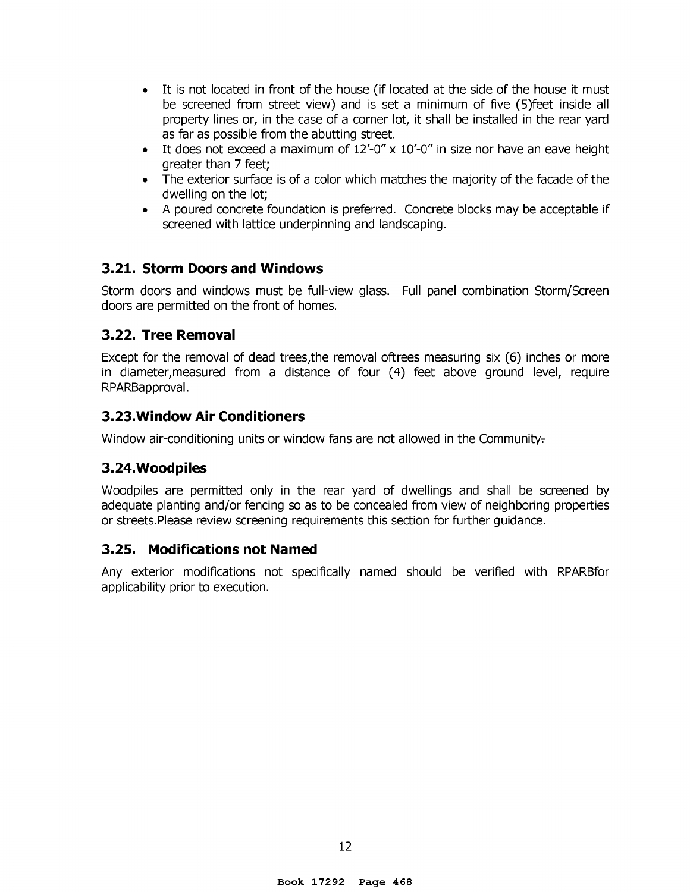- It is not located in front of the house (if located at the side of the house it must be screened from street view) and is set a minimum of five (5)feet inside all property lines or, in the case of a corner lot, it shall be installed in the rear yard as far as possible from the abutting street.
- It does not exceed a maximum of 12'-0" x 10'-0" in size nor have an eave height greater than 7 feet;
- The exterior surface is of a color which matches the majority of the facade of the dwelling on the lot;
- A poured concrete foundation is preferred. Concrete blocks may be acceptable if screened with lattice underpinning and landscaping.

### 3.21. Storm Doors and Windows

Storm doors and windows must be full-view glass. Full panel combination Storm/Screen doors are permitted on the front of homes.

### 3.22. Tree Removal

Except for the removal of dead trees,the removal oftrees measuring six (6) inches or more in diameter,measured from a distance of four (4) feet above ground level, require RPARBapproval.

### 3.23.Window Air Conditioners

Window air-conditioning units or window fans are not allowed in the Community.

### 3.24.Woodpiles

Woodpiles are permitted only in the rear yard of dwellings and shall be screened by adequate planting and/or fencing so as to be concealed from view of neighboring properties or streets.Please review screening requirements this section for further guidance.

### 3.25. Modifications not Named

Any exterior modifications not specifically named should be verified with RPARBfor applicability prior to execution.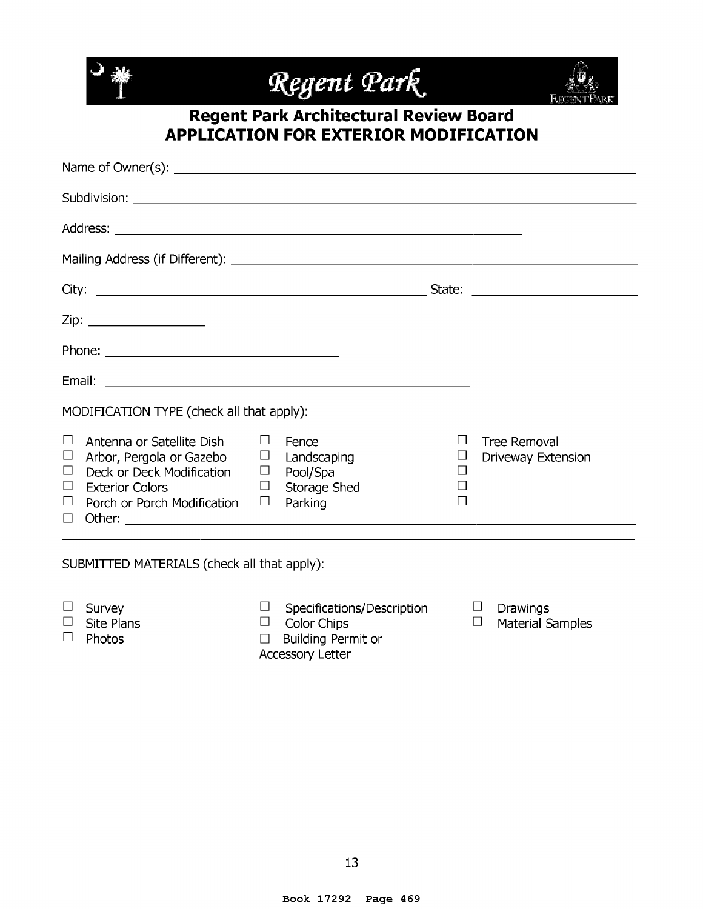# Regent Park

## Regent Park Architectural Review Board
## APPLICATION FOR EXTERIOR MODIFICATION

Name of Owner(s): ______________________________________________

Subdivision: ______________________________________________

Address: ______________________________________________

Mailing Address (if Different): ______________________________________________

City: ______________________________ State: ____________________

Zip: ______________

Phone: ______________________________

Email: ______________________________________________

MODIFICATION TYPE (check all that apply):

- ☐ Antenna or Satellite Dish
- ☐ Arbor, Pergola or Gazebo
- ☐ Deck or Deck Modification
- ☐ Exterior Colors
- ☐ Porch or Porch Modification
- ☐ Fence
- ☐ Landscaping
- ☐ Pool/Spa
- ☐ Storage Shed
- ☐ Parking
- ☐ Tree Removal
- ☐ Driveway Extension
- ☐
- ☐
- ☐
- ☐ Other: ______________________________________________

______________________________________________

SUBMITTED MATERIALS (check all that apply):

- ☐ Survey
- ☐ Site Plans
- ☐ Photos
- ☐ Specifications/Description
- ☐ Color Chips
- ☐ Building Permit or Accessory Letter
- ☐ Drawings
- ☐ Material Samples

Book 17292 Page 469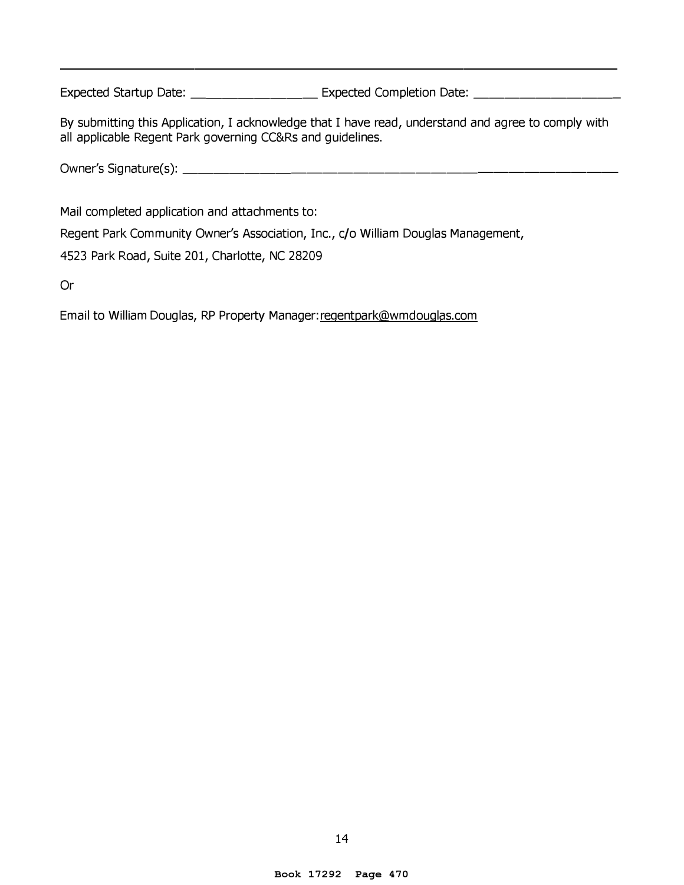---

Expected Startup Date: ____________________ Expected Completion Date: ______________________

By submitting this Application, I acknowledge that I have read, understand and agree to comply with all applicable Regent Park governing CC&Rs and guidelines.

Owner's Signature(s): ___________________________________________________________________

Mail completed application and attachments to:

Regent Park Community Owner's Association, Inc., c/o William Douglas Management,

4523 Park Road, Suite 201, Charlotte, NC 28209

Or

Email to William Douglas, RP Property Manager: regentpark@wmdouglas.com

Book 17292 Page 470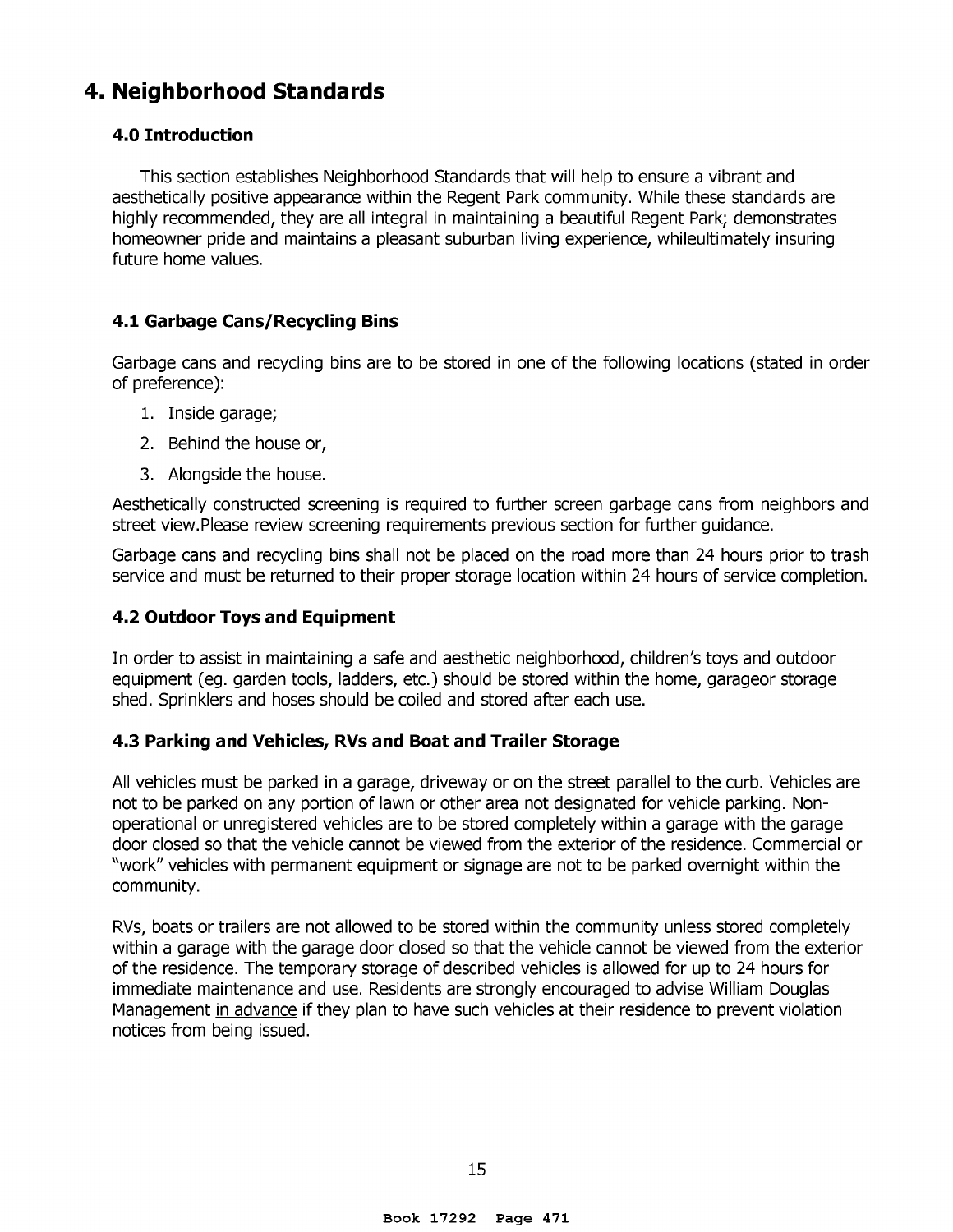# 4. Neighborhood Standards

### 4.0 Introduction

This section establishes Neighborhood Standards that will help to ensure a vibrant and aesthetically positive appearance within the Regent Park community. While these standards are highly recommended, they are all integral in maintaining a beautiful Regent Park; demonstrates homeowner pride and maintains a pleasant suburban living experience, whileultimately insuring future home values.

### 4.1 Garbage Cans/Recycling Bins

Garbage cans and recycling bins are to be stored in one of the following locations (stated in order of preference):

1. Inside garage;
2. Behind the house or,
3. Alongside the house.

Aesthetically constructed screening is required to further screen garbage cans from neighbors and street view.Please review screening requirements previous section for further guidance.

Garbage cans and recycling bins shall not be placed on the road more than 24 hours prior to trash service and must be returned to their proper storage location within 24 hours of service completion.

### 4.2 Outdoor Toys and Equipment

In order to assist in maintaining a safe and aesthetic neighborhood, children's toys and outdoor equipment (eg. garden tools, ladders, etc.) should be stored within the home, garageor storage shed. Sprinklers and hoses should be coiled and stored after each use.

### 4.3 Parking and Vehicles, RVs and Boat and Trailer Storage

All vehicles must be parked in a garage, driveway or on the street parallel to the curb. Vehicles are not to be parked on any portion of lawn or other area not designated for vehicle parking. Non-operational or unregistered vehicles are to be stored completely within a garage with the garage door closed so that the vehicle cannot be viewed from the exterior of the residence. Commercial or "work" vehicles with permanent equipment or signage are not to be parked overnight within the community.

RVs, boats or trailers are not allowed to be stored within the community unless stored completely within a garage with the garage door closed so that the vehicle cannot be viewed from the exterior of the residence. The temporary storage of described vehicles is allowed for up to 24 hours for immediate maintenance and use. Residents are strongly encouraged to advise William Douglas Management in advance if they plan to have such vehicles at their residence to prevent violation notices from being issued.

Book 17292 Page 471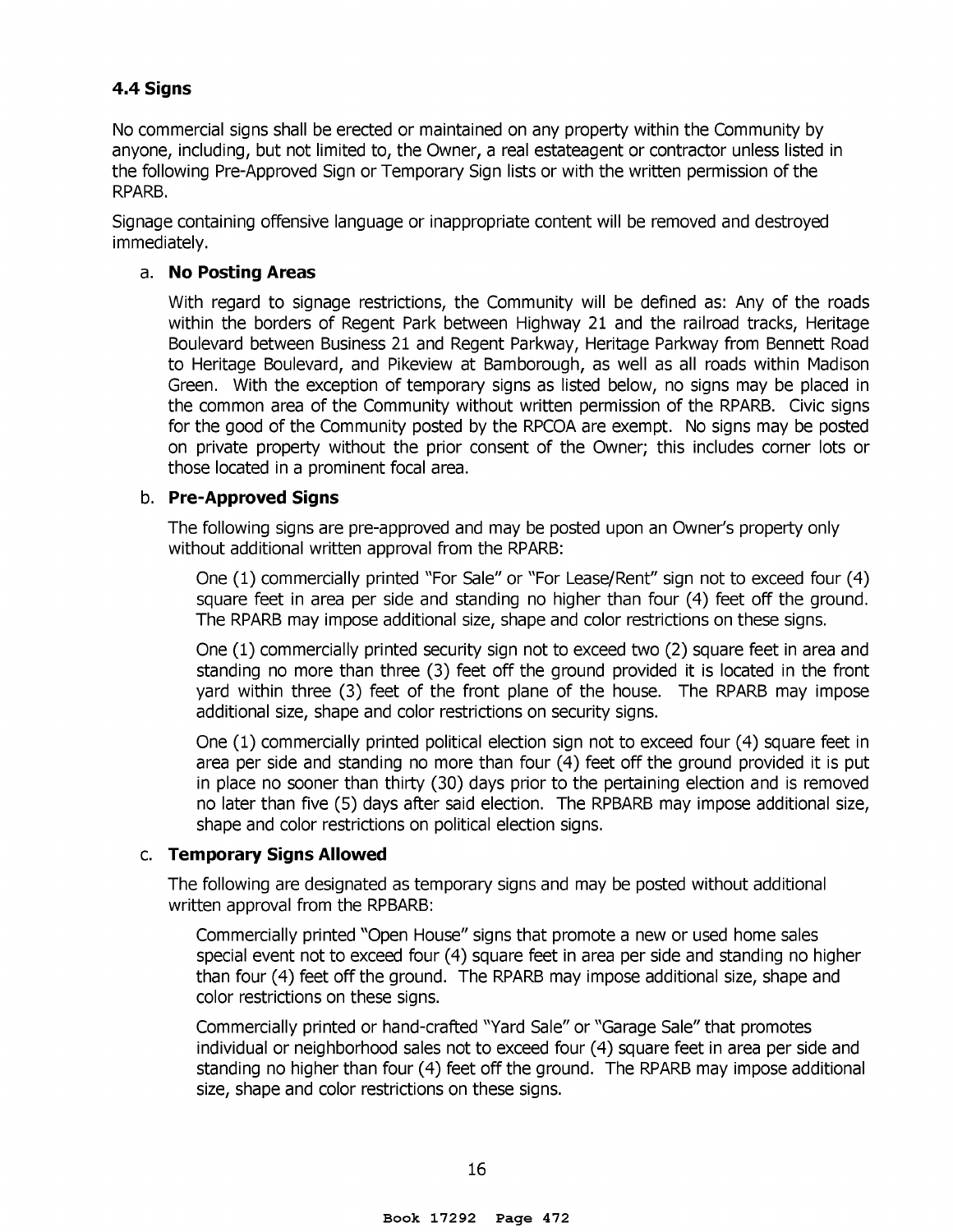### 4.4 Signs

No commercial signs shall be erected or maintained on any property within the Community by anyone, including, but not limited to, the Owner, a real estateagent or contractor unless listed in the following Pre-Approved Sign or Temporary Sign lists or with the written permission of the RPARB.

Signage containing offensive language or inappropriate content will be removed and destroyed immediately.

a. **No Posting Areas**

With regard to signage restrictions, the Community will be defined as: Any of the roads within the borders of Regent Park between Highway 21 and the railroad tracks, Heritage Boulevard between Business 21 and Regent Parkway, Heritage Parkway from Bennett Road to Heritage Boulevard, and Pikeview at Bamborough, as well as all roads within Madison Green. With the exception of temporary signs as listed below, no signs may be placed in the common area of the Community without written permission of the RPARB. Civic signs for the good of the Community posted by the RPCOA are exempt. No signs may be posted on private property without the prior consent of the Owner; this includes corner lots or those located in a prominent focal area.

b. **Pre-Approved Signs**

The following signs are pre-approved and may be posted upon an Owner's property only without additional written approval from the RPARB:

One (1) commercially printed "For Sale" or "For Lease/Rent" sign not to exceed four (4) square feet in area per side and standing no higher than four (4) feet off the ground. The RPARB may impose additional size, shape and color restrictions on these signs.

One (1) commercially printed security sign not to exceed two (2) square feet in area and standing no more than three (3) feet off the ground provided it is located in the front yard within three (3) feet of the front plane of the house. The RPARB may impose additional size, shape and color restrictions on security signs.

One (1) commercially printed political election sign not to exceed four (4) square feet in area per side and standing no more than four (4) feet off the ground provided it is put in place no sooner than thirty (30) days prior to the pertaining election and is removed no later than five (5) days after said election. The RPBARB may impose additional size, shape and color restrictions on political election signs.

c. **Temporary Signs Allowed**

The following are designated as temporary signs and may be posted without additional written approval from the RPBARB:

Commercially printed "Open House" signs that promote a new or used home sales special event not to exceed four (4) square feet in area per side and standing no higher than four (4) feet off the ground. The RPARB may impose additional size, shape and color restrictions on these signs.

Commercially printed or hand-crafted "Yard Sale" or "Garage Sale" that promotes individual or neighborhood sales not to exceed four (4) square feet in area per side and standing no higher than four (4) feet off the ground. The RPARB may impose additional size, shape and color restrictions on these signs.

Book 17292 Page 472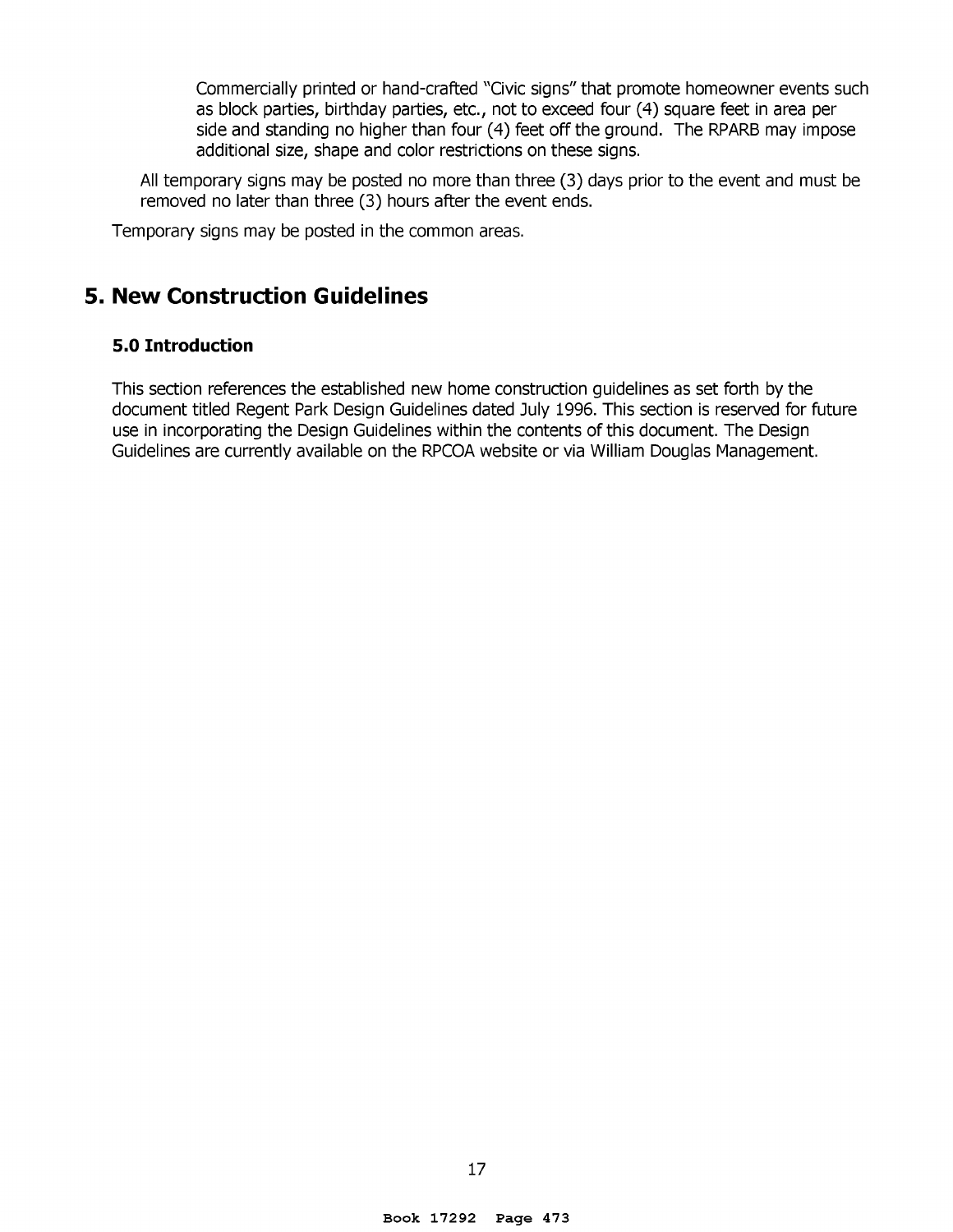Commercially printed or hand-crafted "Civic signs" that promote homeowner events such as block parties, birthday parties, etc., not to exceed four (4) square feet in area per side and standing no higher than four (4) feet off the ground. The RPARB may impose additional size, shape and color restrictions on these signs.

All temporary signs may be posted no more than three (3) days prior to the event and must be removed no later than three (3) hours after the event ends.

Temporary signs may be posted in the common areas.

# 5. New Construction Guidelines

## 5.0 Introduction

This section references the established new home construction guidelines as set forth by the document titled Regent Park Design Guidelines dated July 1996. This section is reserved for future use in incorporating the Design Guidelines within the contents of this document. The Design Guidelines are currently available on the RPCOA website or via William Douglas Management.

Book 17292 Page 473